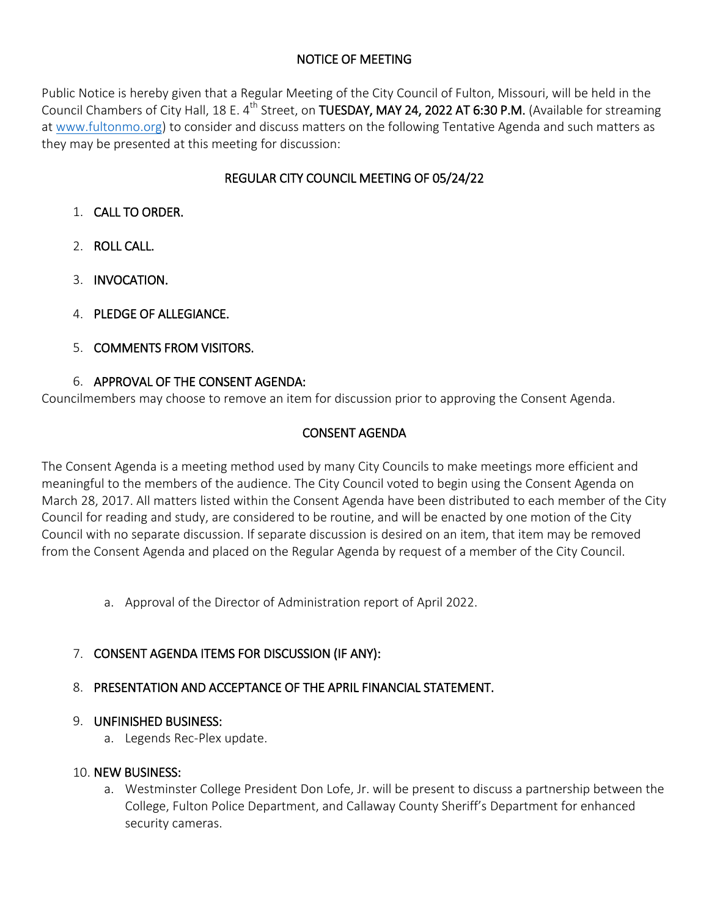## NOTICE OF MEETING

Public Notice is hereby given that a Regular Meeting of the City Council of Fulton, Missouri, will be held in the Council Chambers of City Hall, 18 E. 4th Street, on **TUESDAY, MAY 24, 2022 AT 6:30 P.M.** (Available for streaming at www.fultonmo.org) to consider and discuss matters on the following Tentative Agenda and such matters as they may be presented at this meeting for discussion:

## REGULAR CITY COUNCIL MEETING OF 05/24/22

1. CALL TO ORDER.
2. ROLL CALL.
3. INVOCATION.
4. PLEDGE OF ALLEGIANCE.
5. COMMENTS FROM VISITORS.
6. APPROVAL OF THE CONSENT AGENDA:

Councilmembers may choose to remove an item for discussion prior to approving the Consent Agenda.

## CONSENT AGENDA

The Consent Agenda is a meeting method used by many City Councils to make meetings more efficient and meaningful to the members of the audience. The City Council voted to begin using the Consent Agenda on March 28, 2017. All matters listed within the Consent Agenda have been distributed to each member of the City Council for reading and study, are considered to be routine, and will be enacted by one motion of the City Council with no separate discussion. If separate discussion is desired on an item, that item may be removed from the Consent Agenda and placed on the Regular Agenda by request of a member of the City Council.

a. Approval of the Director of Administration report of April 2022.

7. CONSENT AGENDA ITEMS FOR DISCUSSION (IF ANY):
8. PRESENTATION AND ACCEPTANCE OF THE APRIL FINANCIAL STATEMENT.
9. UNFINISHED BUSINESS:
   a. Legends Rec-Plex update.
10. NEW BUSINESS:
    a. Westminster College President Don Lofe, Jr. will be present to discuss a partnership between the College, Fulton Police Department, and Callaway County Sheriff's Department for enhanced security cameras.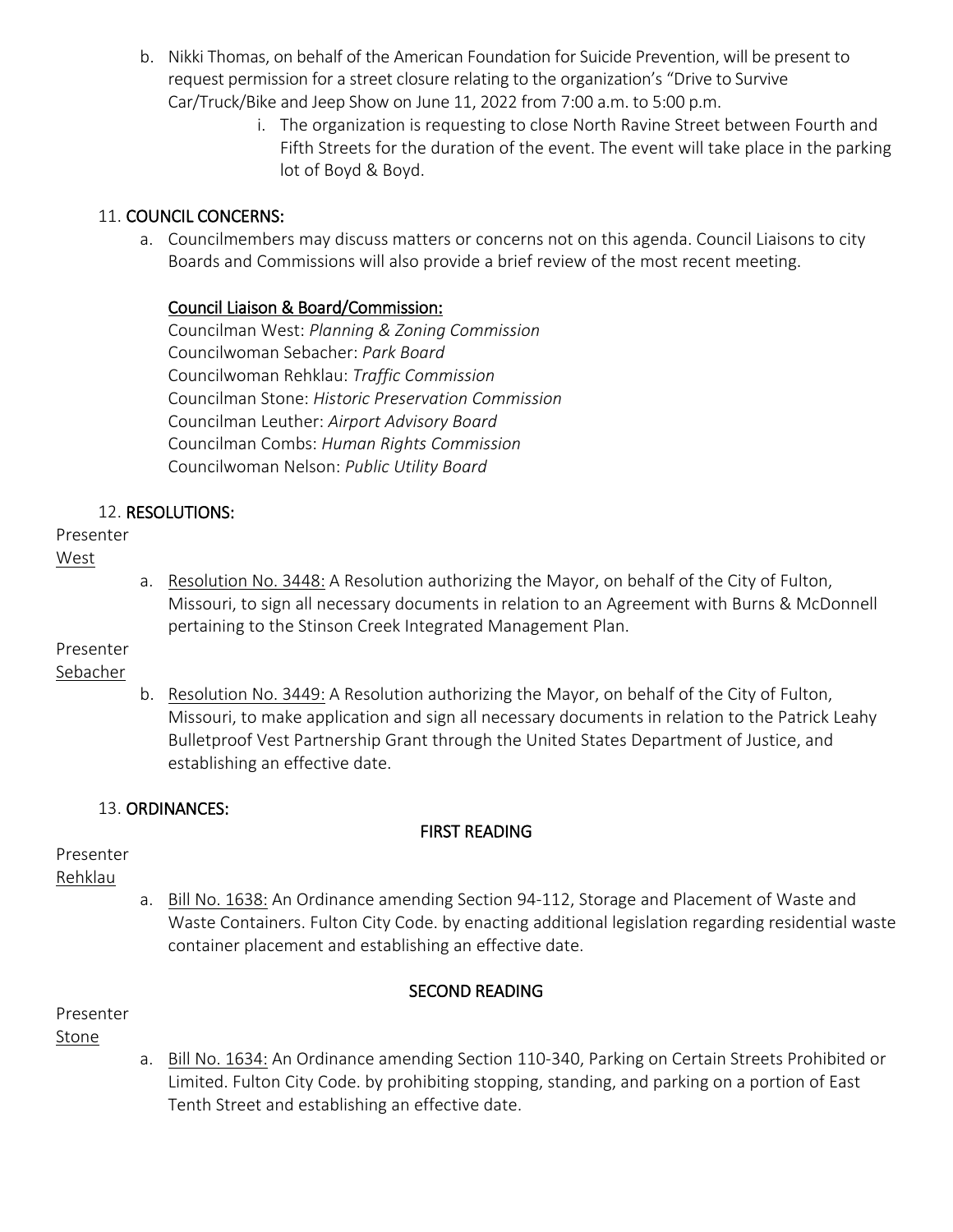b. Nikki Thomas, on behalf of the American Foundation for Suicide Prevention, will be present to request permission for a street closure relating to the organization's "Drive to Survive Car/Truck/Bike and Jeep Show on June 11, 2022 from 7:00 a.m. to 5:00 p.m.
   i. The organization is requesting to close North Ravine Street between Fourth and Fifth Streets for the duration of the event. The event will take place in the parking lot of Boyd & Boyd.

11. **COUNCIL CONCERNS:**

a. Councilmembers may discuss matters or concerns not on this agenda. Council Liaisons to city Boards and Commissions will also provide a brief review of the most recent meeting.

<u>Council Liaison & Board/Commission:</u>

Councilman West: *Planning & Zoning Commission*
Councilwoman Sebacher: *Park Board*
Councilwoman Rehklau: *Traffic Commission*
Councilman Stone: *Historic Preservation Commission*
Councilman Leuther: *Airport Advisory Board*
Councilman Combs: *Human Rights Commission*
Councilwoman Nelson: *Public Utility Board*

12. **RESOLUTIONS:**

Presenter
<u>West</u>

a. <u>Resolution No. 3448:</u> A Resolution authorizing the Mayor, on behalf of the City of Fulton, Missouri, to sign all necessary documents in relation to an Agreement with Burns & McDonnell pertaining to the Stinson Creek Integrated Management Plan.

Presenter
<u>Sebacher</u>

b. <u>Resolution No. 3449:</u> A Resolution authorizing the Mayor, on behalf of the City of Fulton, Missouri, to make application and sign all necessary documents in relation to the Patrick Leahy Bulletproof Vest Partnership Grant through the United States Department of Justice, and establishing an effective date.

13. **ORDINANCES:**

**FIRST READING**

Presenter
<u>Rehklau</u>

a. <u>Bill No. 1638:</u> An Ordinance amending Section 94-112, Storage and Placement of Waste and Waste Containers. Fulton City Code. by enacting additional legislation regarding residential waste container placement and establishing an effective date.

**SECOND READING**

Presenter
<u>Stone</u>

a. <u>Bill No. 1634:</u> An Ordinance amending Section 110-340, Parking on Certain Streets Prohibited or Limited. Fulton City Code. by prohibiting stopping, standing, and parking on a portion of East Tenth Street and establishing an effective date.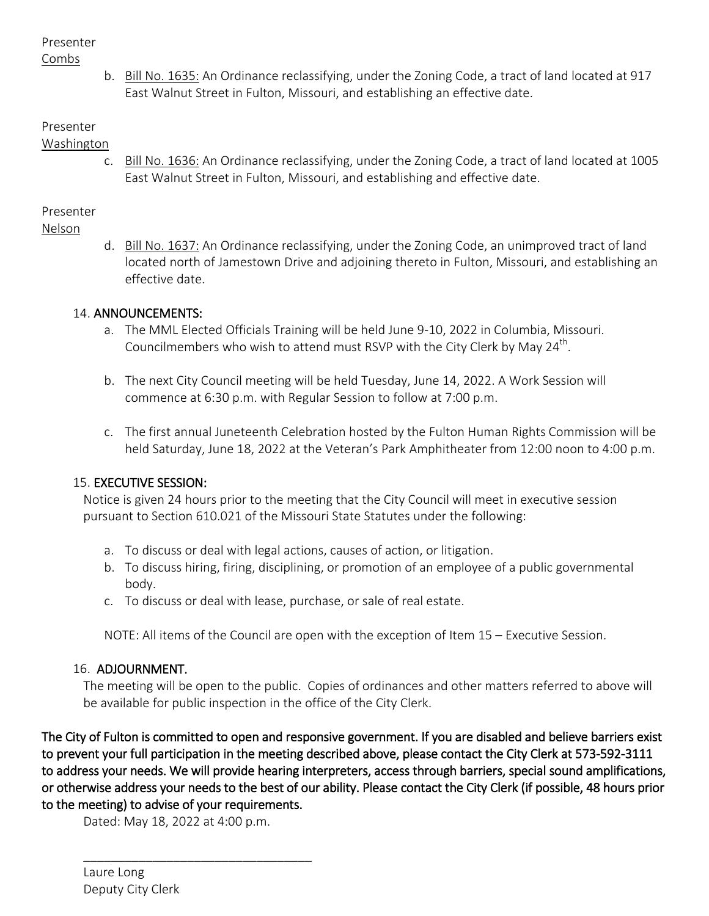Presenter
Combs

b. Bill No. 1635: An Ordinance reclassifying, under the Zoning Code, a tract of land located at 917 East Walnut Street in Fulton, Missouri, and establishing an effective date.

Presenter
Washington

c. Bill No. 1636: An Ordinance reclassifying, under the Zoning Code, a tract of land located at 1005 East Walnut Street in Fulton, Missouri, and establishing and effective date.

Presenter
Nelson

d. Bill No. 1637: An Ordinance reclassifying, under the Zoning Code, an unimproved tract of land located north of Jamestown Drive and adjoining thereto in Fulton, Missouri, and establishing an effective date.

14. **ANNOUNCEMENTS:**

a. The MML Elected Officials Training will be held June 9-10, 2022 in Columbia, Missouri. Councilmembers who wish to attend must RSVP with the City Clerk by May 24th.

b. The next City Council meeting will be held Tuesday, June 14, 2022. A Work Session will commence at 6:30 p.m. with Regular Session to follow at 7:00 p.m.

c. The first annual Juneteenth Celebration hosted by the Fulton Human Rights Commission will be held Saturday, June 18, 2022 at the Veteran's Park Amphitheater from 12:00 noon to 4:00 p.m.

15. **EXECUTIVE SESSION:**

Notice is given 24 hours prior to the meeting that the City Council will meet in executive session pursuant to Section 610.021 of the Missouri State Statutes under the following:

a. To discuss or deal with legal actions, causes of action, or litigation.
b. To discuss hiring, firing, disciplining, or promotion of an employee of a public governmental body.
c. To discuss or deal with lease, purchase, or sale of real estate.

NOTE: All items of the Council are open with the exception of Item 15 – Executive Session.

16. **ADJOURNMENT.**

The meeting will be open to the public. Copies of ordinances and other matters referred to above will be available for public inspection in the office of the City Clerk.

**The City of Fulton is committed to open and responsive government. If you are disabled and believe barriers exist to prevent your full participation in the meeting described above, please contact the City Clerk at 573-592-3111 to address your needs. We will provide hearing interpreters, access through barriers, special sound amplifications, or otherwise address your needs to the best of our ability. Please contact the City Clerk (if possible, 48 hours prior to the meeting) to advise of your requirements.**

Dated: May 18, 2022 at 4:00 p.m.

\_\_\_\_\_\_\_\_\_\_\_\_\_\_\_\_\_\_\_\_\_\_\_\_\_\_\_\_\_\_\_\_\_\_

Laure Long
Deputy City Clerk